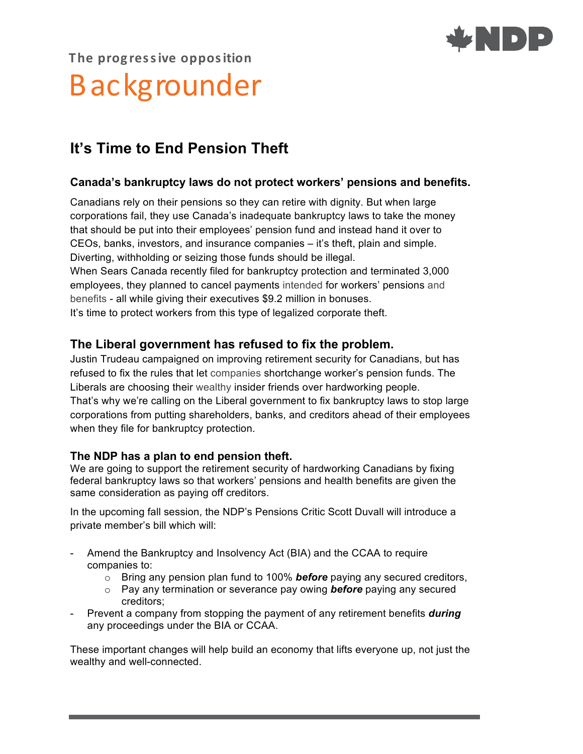NDP

The progressive opposition

# Backgrounder

## It's Time to End Pension Theft

### Canada's bankruptcy laws do not protect workers' pensions and benefits.

Canadians rely on their pensions so they can retire with dignity. But when large corporations fail, they use Canada's inadequate bankruptcy laws to take the money that should be put into their employees' pension fund and instead hand it over to CEOs, banks, investors, and insurance companies – it's theft, plain and simple. Diverting, withholding or seizing those funds should be illegal.

When Sears Canada recently filed for bankruptcy protection and terminated 3,000 employees, they planned to cancel payments intended for workers' pensions and benefits - all while giving their executives $9.2 million in bonuses.

It's time to protect workers from this type of legalized corporate theft.

### The Liberal government has refused to fix the problem.

Justin Trudeau campaigned on improving retirement security for Canadians, but has refused to fix the rules that let companies shortchange worker's pension funds. The Liberals are choosing their wealthy insider friends over hardworking people.

That's why we're calling on the Liberal government to fix bankruptcy laws to stop large corporations from putting shareholders, banks, and creditors ahead of their employees when they file for bankruptcy protection.

### The NDP has a plan to end pension theft.

We are going to support the retirement security of hardworking Canadians by fixing federal bankruptcy laws so that workers' pensions and health benefits are given the same consideration as paying off creditors.

In the upcoming fall session, the NDP's Pensions Critic Scott Duvall will introduce a private member's bill which will:

- Amend the Bankruptcy and Insolvency Act (BIA) and the CCAA to require companies to:
  - Bring any pension plan fund to 100% ***before*** paying any secured creditors,
  - Pay any termination or severance pay owing ***before*** paying any secured creditors;
- Prevent a company from stopping the payment of any retirement benefits ***during*** any proceedings under the BIA or CCAA.

These important changes will help build an economy that lifts everyone up, not just the wealthy and well-connected.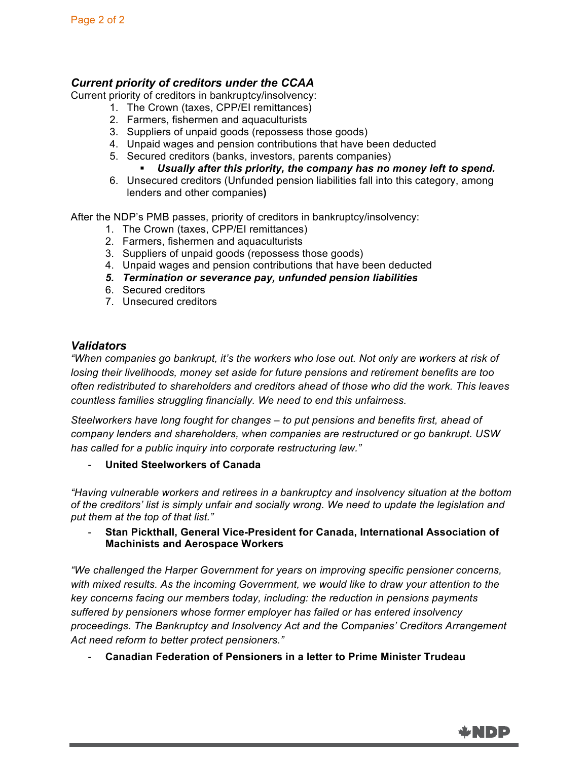### *Current priority of creditors under the CCAA*

Current priority of creditors in bankruptcy/insolvency:

1. The Crown (taxes, CPP/EI remittances)
2. Farmers, fishermen and aquaculturists
3. Suppliers of unpaid goods (repossess those goods)
4. Unpaid wages and pension contributions that have been deducted
5. Secured creditors (banks, investors, parents companies)
   - ***Usually after this priority, the company has no money left to spend.***
6. Unsecured creditors (Unfunded pension liabilities fall into this category, among lenders and other companies**)**

After the NDP's PMB passes, priority of creditors in bankruptcy/insolvency:

1. The Crown (taxes, CPP/EI remittances)
2. Farmers, fishermen and aquaculturists
3. Suppliers of unpaid goods (repossess those goods)
4. Unpaid wages and pension contributions that have been deducted
5. ***Termination or severance pay, unfunded pension liabilities***
6. Secured creditors
7. Unsecured creditors

### *Validators*

*"When companies go bankrupt, it's the workers who lose out. Not only are workers at risk of losing their livelihoods, money set aside for future pensions and retirement benefits are too often redistributed to shareholders and creditors ahead of those who did the work. This leaves countless families struggling financially. We need to end this unfairness.*

*Steelworkers have long fought for changes – to put pensions and benefits first, ahead of company lenders and shareholders, when companies are restructured or go bankrupt. USW has called for a public inquiry into corporate restructuring law."*

- **United Steelworkers of Canada**

*"Having vulnerable workers and retirees in a bankruptcy and insolvency situation at the bottom of the creditors' list is simply unfair and socially wrong. We need to update the legislation and put them at the top of that list."*

- **Stan Pickthall, General Vice-President for Canada, International Association of Machinists and Aerospace Workers**

*"We challenged the Harper Government for years on improving specific pensioner concerns, with mixed results. As the incoming Government, we would like to draw your attention to the key concerns facing our members today, including: the reduction in pensions payments suffered by pensioners whose former employer has failed or has entered insolvency proceedings. The Bankruptcy and Insolvency Act and the Companies' Creditors Arrangement Act need reform to better protect pensioners."*

- **Canadian Federation of Pensioners in a letter to Prime Minister Trudeau**